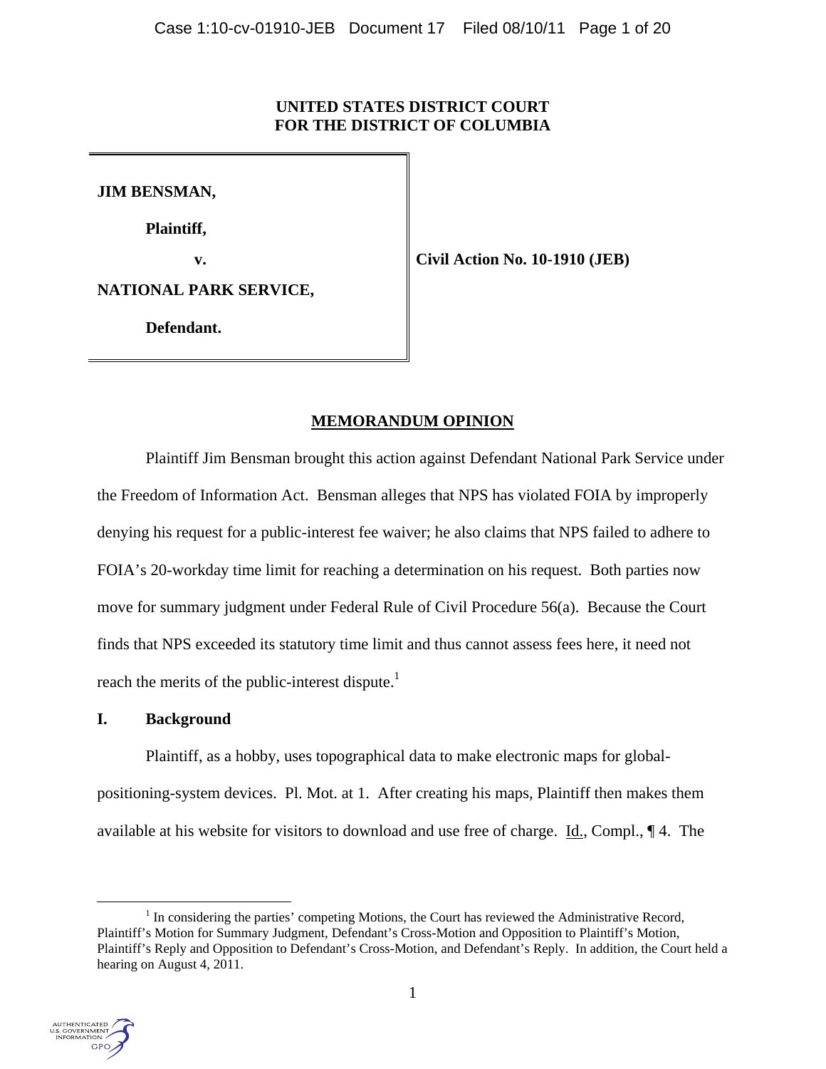**UNITED STATES DISTRICT COURT**
**FOR THE DISTRICT OF COLUMBIA**

| | |
|---|---|
| **JIM BENSMAN,**<br><br>**Plaintiff,**<br><br>**v.**<br><br>**NATIONAL PARK SERVICE,**<br><br>**Defendant.** | **Civil Action No. 10-1910 (JEB)** |

## MEMORANDUM OPINION

Plaintiff Jim Bensman brought this action against Defendant National Park Service under the Freedom of Information Act. Bensman alleges that NPS has violated FOIA by improperly denying his request for a public-interest fee waiver; he also claims that NPS failed to adhere to FOIA's 20-workday time limit for reaching a determination on his request. Both parties now move for summary judgment under Federal Rule of Civil Procedure 56(a). Because the Court finds that NPS exceeded its statutory time limit and thus cannot assess fees here, it need not reach the merits of the public-interest dispute.[1]

### I. Background

Plaintiff, as a hobby, uses topographical data to make electronic maps for global-positioning-system devices. Pl. Mot. at 1. After creating his maps, Plaintiff then makes them available at his website for visitors to download and use free of charge. Id., Compl., ¶ 4. The

[1] In considering the parties' competing Motions, the Court has reviewed the Administrative Record, Plaintiff's Motion for Summary Judgment, Defendant's Cross-Motion and Opposition to Plaintiff's Motion, Plaintiff's Reply and Opposition to Defendant's Cross-Motion, and Defendant's Reply. In addition, the Court held a hearing on August 4, 2011.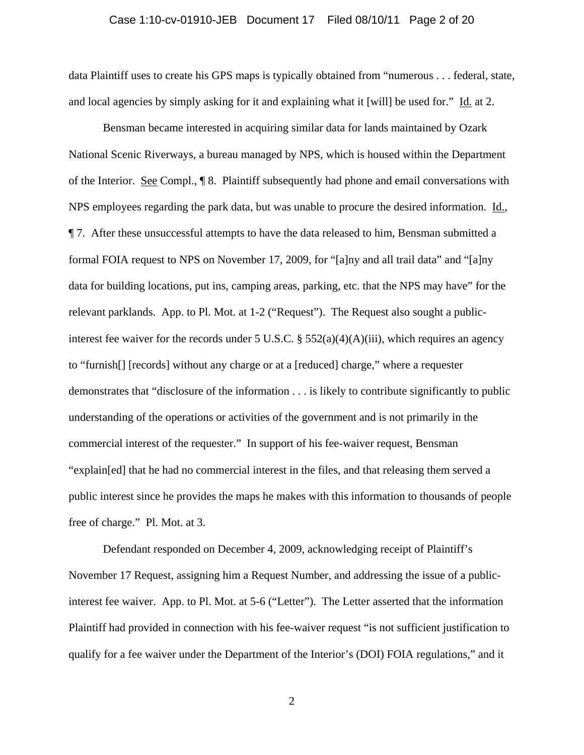data Plaintiff uses to create his GPS maps is typically obtained from "numerous . . . federal, state, and local agencies by simply asking for it and explaining what it [will] be used for." Id. at 2.

Bensman became interested in acquiring similar data for lands maintained by Ozark National Scenic Riverways, a bureau managed by NPS, which is housed within the Department of the Interior. See Compl., ¶ 8. Plaintiff subsequently had phone and email conversations with NPS employees regarding the park data, but was unable to procure the desired information. Id., ¶ 7. After these unsuccessful attempts to have the data released to him, Bensman submitted a formal FOIA request to NPS on November 17, 2009, for "[a]ny and all trail data" and "[a]ny data for building locations, put ins, camping areas, parking, etc. that the NPS may have" for the relevant parklands. App. to Pl. Mot. at 1-2 ("Request"). The Request also sought a public-interest fee waiver for the records under 5 U.S.C. § 552(a)(4)(A)(iii), which requires an agency to "furnish[] [records] without any charge or at a [reduced] charge," where a requester demonstrates that "disclosure of the information . . . is likely to contribute significantly to public understanding of the operations or activities of the government and is not primarily in the commercial interest of the requester." In support of his fee-waiver request, Bensman "explain[ed] that he had no commercial interest in the files, and that releasing them served a public interest since he provides the maps he makes with this information to thousands of people free of charge." Pl. Mot. at 3.

Defendant responded on December 4, 2009, acknowledging receipt of Plaintiff's November 17 Request, assigning him a Request Number, and addressing the issue of a public-interest fee waiver. App. to Pl. Mot. at 5-6 ("Letter"). The Letter asserted that the information Plaintiff had provided in connection with his fee-waiver request "is not sufficient justification to qualify for a fee waiver under the Department of the Interior's (DOI) FOIA regulations," and it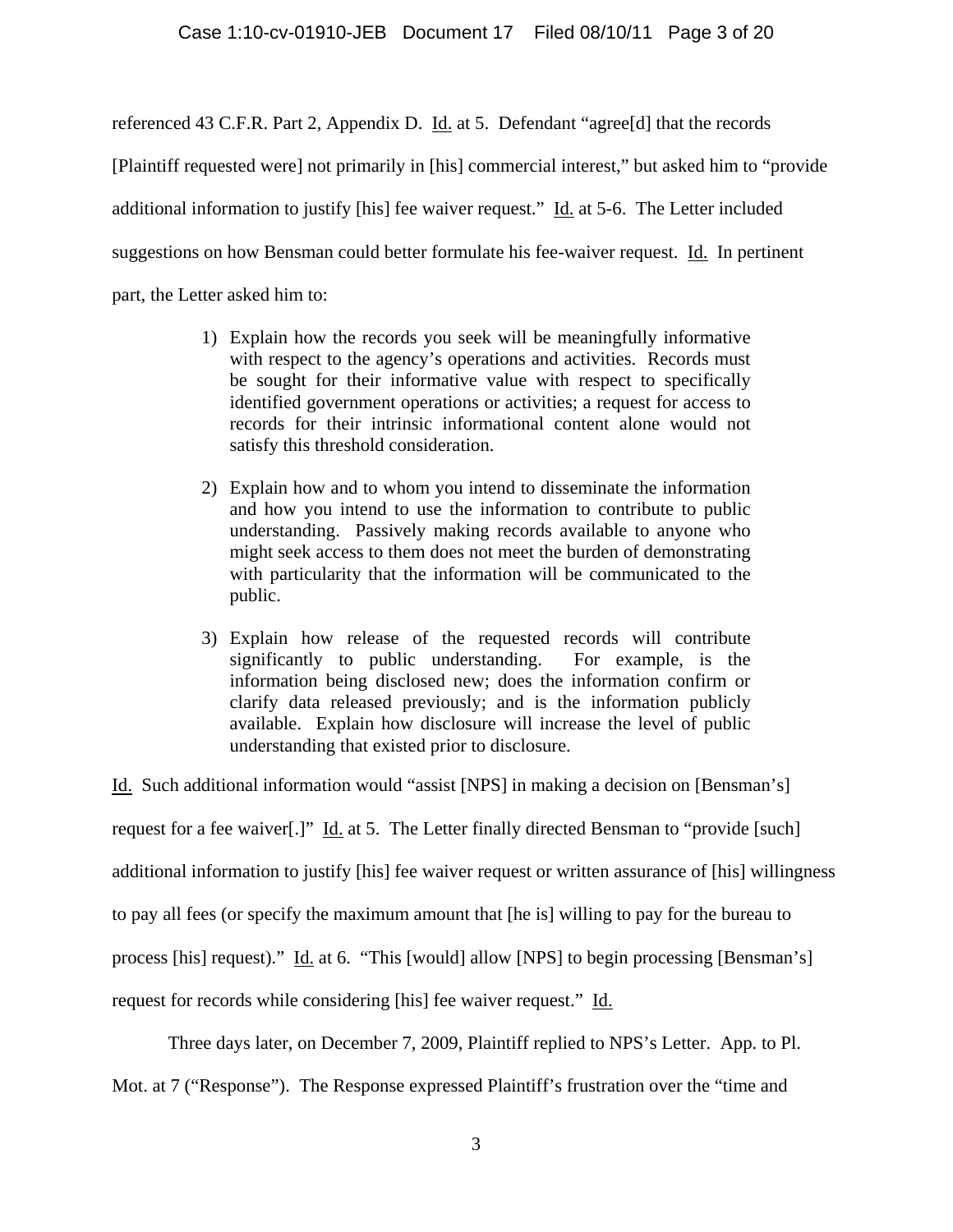referenced 43 C.F.R. Part 2, Appendix D. Id. at 5. Defendant "agree[d] that the records [Plaintiff requested were] not primarily in [his] commercial interest," but asked him to "provide additional information to justify [his] fee waiver request." Id. at 5-6. The Letter included suggestions on how Bensman could better formulate his fee-waiver request. Id. In pertinent part, the Letter asked him to:

> 1) Explain how the records you seek will be meaningfully informative with respect to the agency's operations and activities. Records must be sought for their informative value with respect to specifically identified government operations or activities; a request for access to records for their intrinsic informational content alone would not satisfy this threshold consideration.
>
> 2) Explain how and to whom you intend to disseminate the information and how you intend to use the information to contribute to public understanding. Passively making records available to anyone who might seek access to them does not meet the burden of demonstrating with particularity that the information will be communicated to the public.
>
> 3) Explain how release of the requested records will contribute significantly to public understanding. For example, is the information being disclosed new; does the information confirm or clarify data released previously; and is the information publicly available. Explain how disclosure will increase the level of public understanding that existed prior to disclosure.

Id. Such additional information would "assist [NPS] in making a decision on [Bensman's] request for a fee waiver[.]" Id. at 5. The Letter finally directed Bensman to "provide [such] additional information to justify [his] fee waiver request or written assurance of [his] willingness to pay all fees (or specify the maximum amount that [he is] willing to pay for the bureau to process [his] request)." Id. at 6. "This [would] allow [NPS] to begin processing [Bensman's] request for records while considering [his] fee waiver request." Id.

Three days later, on December 7, 2009, Plaintiff replied to NPS's Letter. App. to Pl. Mot. at 7 ("Response"). The Response expressed Plaintiff's frustration over the "time and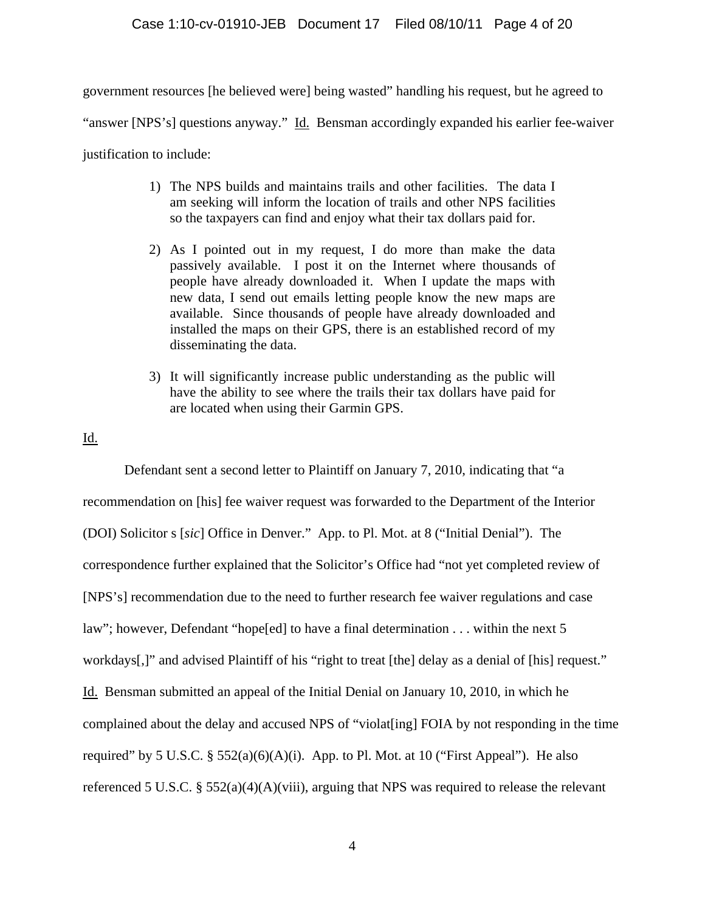government resources [he believed were] being wasted" handling his request, but he agreed to "answer [NPS's] questions anyway." Id. Bensman accordingly expanded his earlier fee-waiver justification to include:

> 1) The NPS builds and maintains trails and other facilities. The data I am seeking will inform the location of trails and other NPS facilities so the taxpayers can find and enjoy what their tax dollars paid for.
>
> 2) As I pointed out in my request, I do more than make the data passively available. I post it on the Internet where thousands of people have already downloaded it. When I update the maps with new data, I send out emails letting people know the new maps are available. Since thousands of people have already downloaded and installed the maps on their GPS, there is an established record of my disseminating the data.
>
> 3) It will significantly increase public understanding as the public will have the ability to see where the trails their tax dollars have paid for are located when using their Garmin GPS.

Id.

Defendant sent a second letter to Plaintiff on January 7, 2010, indicating that "a recommendation on [his] fee waiver request was forwarded to the Department of the Interior (DOI) Solicitor s [*sic*] Office in Denver." App. to Pl. Mot. at 8 ("Initial Denial"). The correspondence further explained that the Solicitor's Office had "not yet completed review of [NPS's] recommendation due to the need to further research fee waiver regulations and case law"; however, Defendant "hope[ed] to have a final determination . . . within the next 5 workdays[,]" and advised Plaintiff of his "right to treat [the] delay as a denial of [his] request." Id. Bensman submitted an appeal of the Initial Denial on January 10, 2010, in which he complained about the delay and accused NPS of "violat[ing] FOIA by not responding in the time required" by 5 U.S.C. § 552(a)(6)(A)(i). App. to Pl. Mot. at 10 ("First Appeal"). He also referenced 5 U.S.C. § 552(a)(4)(A)(viii), arguing that NPS was required to release the relevant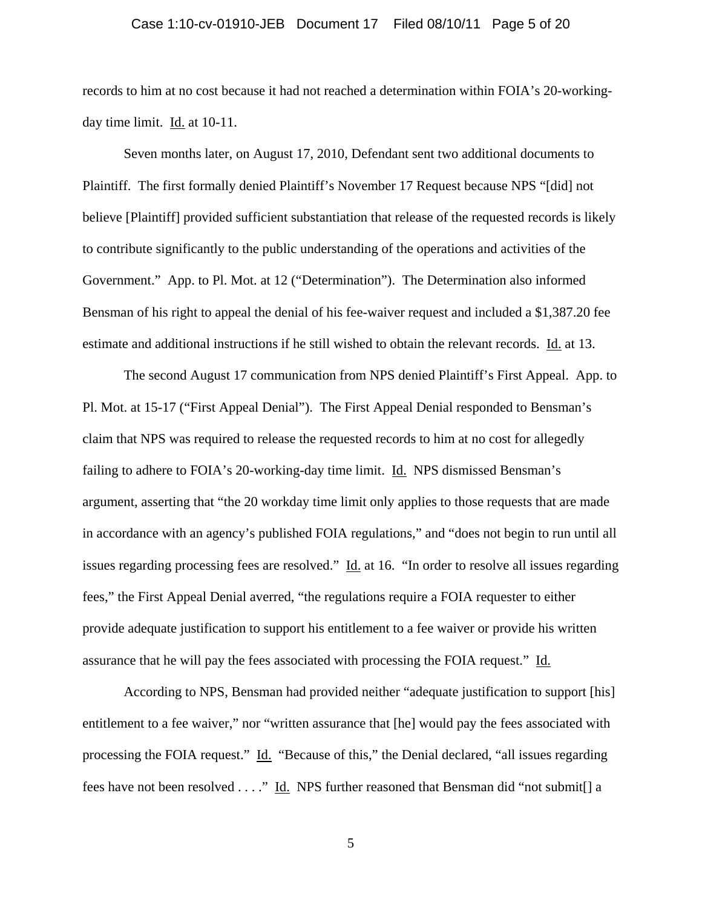records to him at no cost because it had not reached a determination within FOIA's 20-working-day time limit. Id. at 10-11.

Seven months later, on August 17, 2010, Defendant sent two additional documents to Plaintiff. The first formally denied Plaintiff's November 17 Request because NPS "[did] not believe [Plaintiff] provided sufficient substantiation that release of the requested records is likely to contribute significantly to the public understanding of the operations and activities of the Government." App. to Pl. Mot. at 12 ("Determination"). The Determination also informed Bensman of his right to appeal the denial of his fee-waiver request and included a $1,387.20 fee estimate and additional instructions if he still wished to obtain the relevant records. Id. at 13.

The second August 17 communication from NPS denied Plaintiff's First Appeal. App. to Pl. Mot. at 15-17 ("First Appeal Denial"). The First Appeal Denial responded to Bensman's claim that NPS was required to release the requested records to him at no cost for allegedly failing to adhere to FOIA's 20-working-day time limit. Id. NPS dismissed Bensman's argument, asserting that "the 20 workday time limit only applies to those requests that are made in accordance with an agency's published FOIA regulations," and "does not begin to run until all issues regarding processing fees are resolved." Id. at 16. "In order to resolve all issues regarding fees," the First Appeal Denial averred, "the regulations require a FOIA requester to either provide adequate justification to support his entitlement to a fee waiver or provide his written assurance that he will pay the fees associated with processing the FOIA request." Id.

According to NPS, Bensman had provided neither "adequate justification to support [his] entitlement to a fee waiver," nor "written assurance that [he] would pay the fees associated with processing the FOIA request." Id. "Because of this," the Denial declared, "all issues regarding fees have not been resolved . . . ." Id. NPS further reasoned that Bensman did "not submit[] a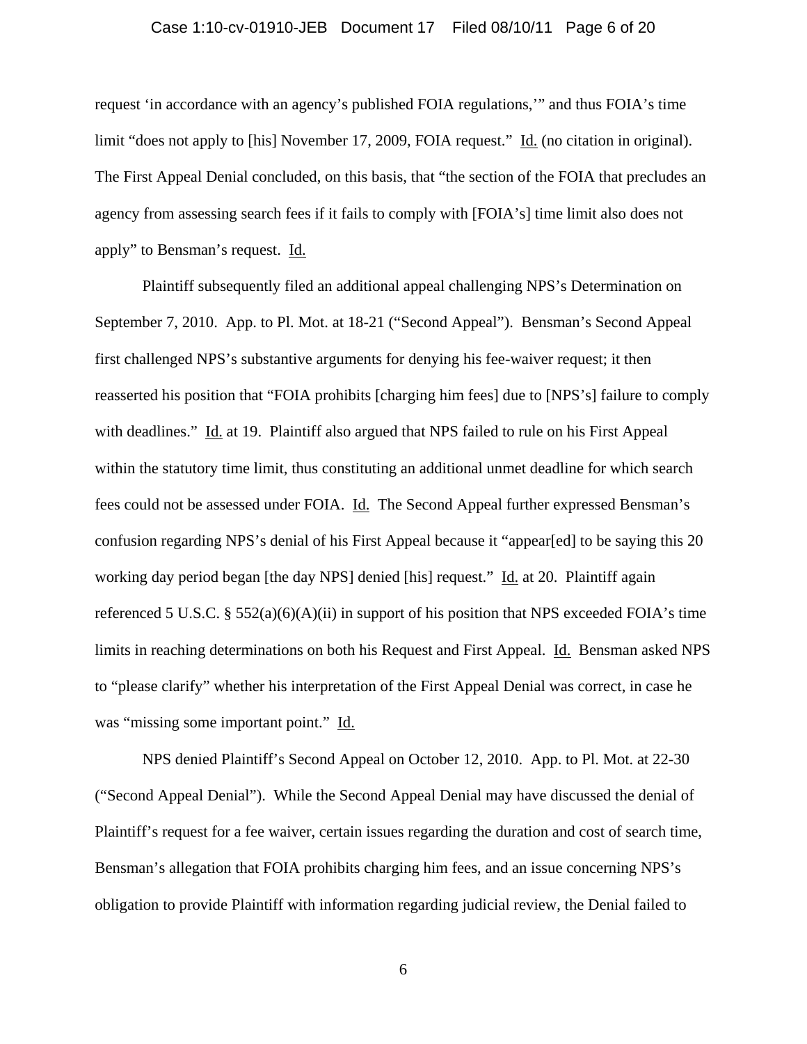request 'in accordance with an agency's published FOIA regulations,'" and thus FOIA's time limit "does not apply to [his] November 17, 2009, FOIA request." Id. (no citation in original). The First Appeal Denial concluded, on this basis, that "the section of the FOIA that precludes an agency from assessing search fees if it fails to comply with [FOIA's] time limit also does not apply" to Bensman's request. Id.

Plaintiff subsequently filed an additional appeal challenging NPS's Determination on September 7, 2010. App. to Pl. Mot. at 18-21 ("Second Appeal"). Bensman's Second Appeal first challenged NPS's substantive arguments for denying his fee-waiver request; it then reasserted his position that "FOIA prohibits [charging him fees] due to [NPS's] failure to comply with deadlines." Id. at 19. Plaintiff also argued that NPS failed to rule on his First Appeal within the statutory time limit, thus constituting an additional unmet deadline for which search fees could not be assessed under FOIA. Id. The Second Appeal further expressed Bensman's confusion regarding NPS's denial of his First Appeal because it "appear[ed] to be saying this 20 working day period began [the day NPS] denied [his] request." Id. at 20. Plaintiff again referenced 5 U.S.C. § 552(a)(6)(A)(ii) in support of his position that NPS exceeded FOIA's time limits in reaching determinations on both his Request and First Appeal. Id. Bensman asked NPS to "please clarify" whether his interpretation of the First Appeal Denial was correct, in case he was "missing some important point." Id.

NPS denied Plaintiff's Second Appeal on October 12, 2010. App. to Pl. Mot. at 22-30 ("Second Appeal Denial"). While the Second Appeal Denial may have discussed the denial of Plaintiff's request for a fee waiver, certain issues regarding the duration and cost of search time, Bensman's allegation that FOIA prohibits charging him fees, and an issue concerning NPS's obligation to provide Plaintiff with information regarding judicial review, the Denial failed to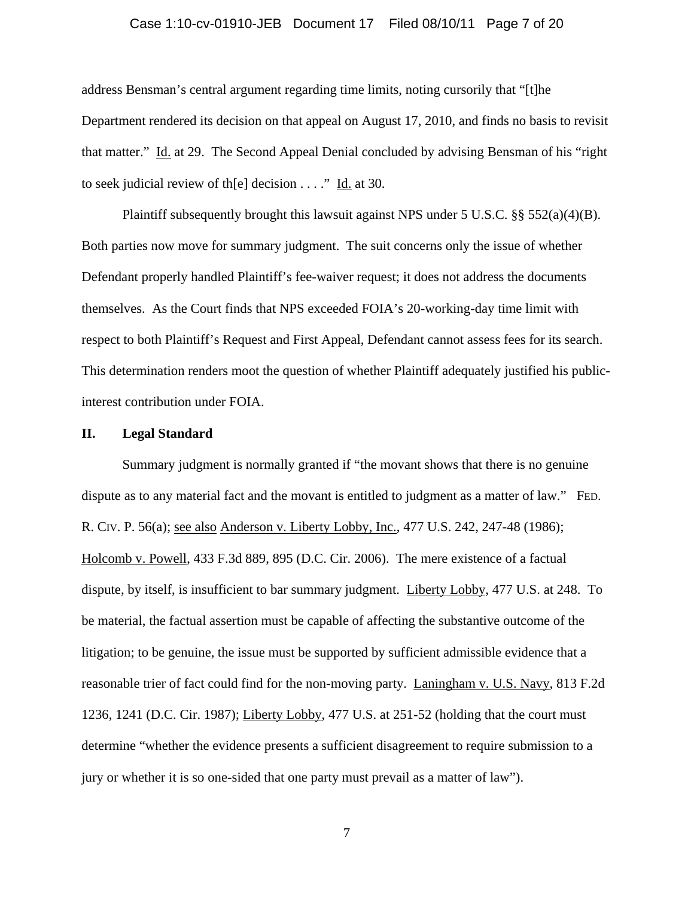address Bensman's central argument regarding time limits, noting cursorily that "[t]he Department rendered its decision on that appeal on August 17, 2010, and finds no basis to revisit that matter." Id. at 29. The Second Appeal Denial concluded by advising Bensman of his "right to seek judicial review of th[e] decision . . . ." Id. at 30.

Plaintiff subsequently brought this lawsuit against NPS under 5 U.S.C. §§ 552(a)(4)(B). Both parties now move for summary judgment. The suit concerns only the issue of whether Defendant properly handled Plaintiff's fee-waiver request; it does not address the documents themselves. As the Court finds that NPS exceeded FOIA's 20-working-day time limit with respect to both Plaintiff's Request and First Appeal, Defendant cannot assess fees for its search. This determination renders moot the question of whether Plaintiff adequately justified his public-interest contribution under FOIA.

## II. Legal Standard

Summary judgment is normally granted if "the movant shows that there is no genuine dispute as to any material fact and the movant is entitled to judgment as a matter of law." FED. R. CIV. P. 56(a); see also Anderson v. Liberty Lobby, Inc., 477 U.S. 242, 247-48 (1986); Holcomb v. Powell, 433 F.3d 889, 895 (D.C. Cir. 2006). The mere existence of a factual dispute, by itself, is insufficient to bar summary judgment. Liberty Lobby, 477 U.S. at 248. To be material, the factual assertion must be capable of affecting the substantive outcome of the litigation; to be genuine, the issue must be supported by sufficient admissible evidence that a reasonable trier of fact could find for the non-moving party. Laningham v. U.S. Navy, 813 F.2d 1236, 1241 (D.C. Cir. 1987); Liberty Lobby, 477 U.S. at 251-52 (holding that the court must determine "whether the evidence presents a sufficient disagreement to require submission to a jury or whether it is so one-sided that one party must prevail as a matter of law").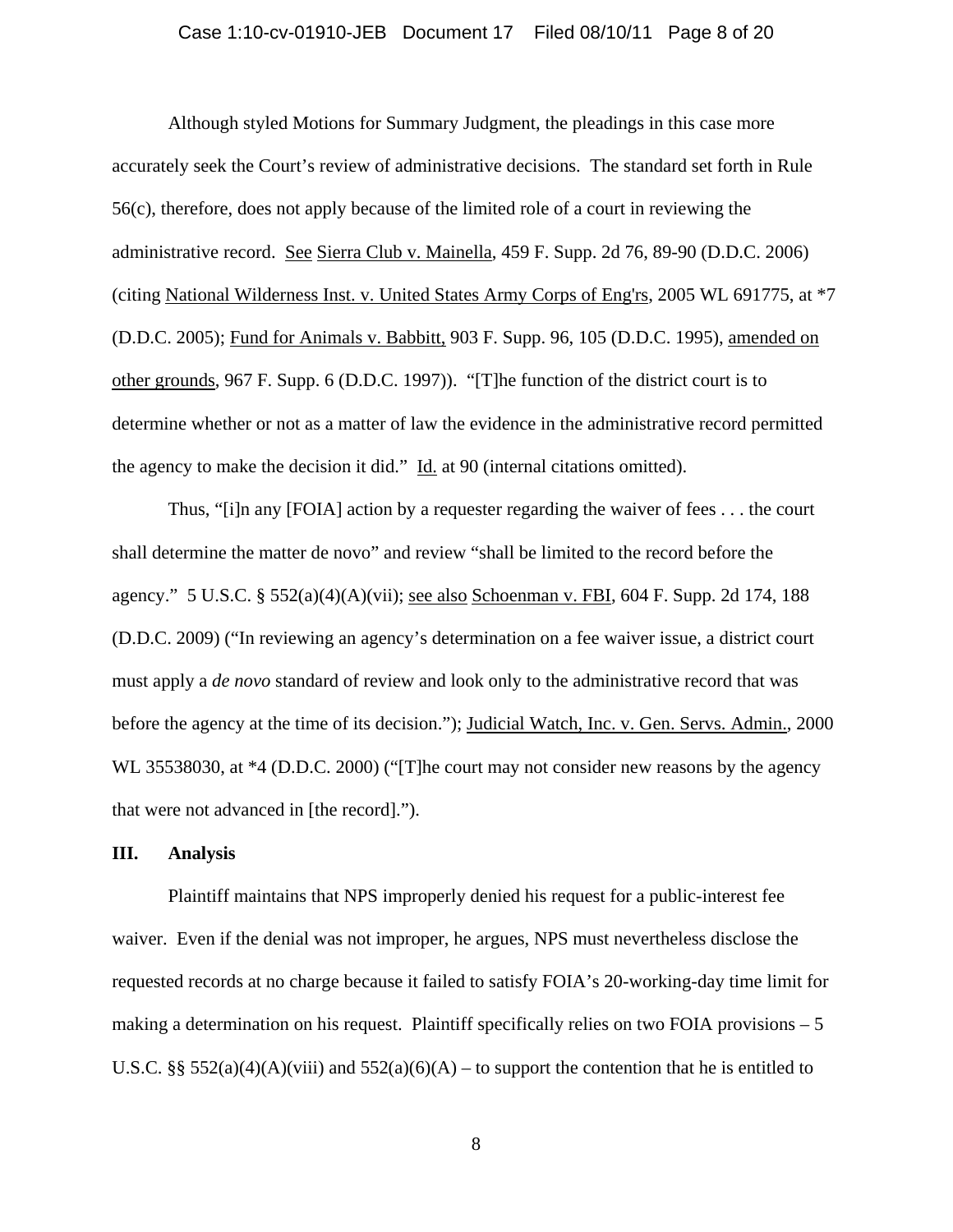Although styled Motions for Summary Judgment, the pleadings in this case more accurately seek the Court's review of administrative decisions. The standard set forth in Rule 56(c), therefore, does not apply because of the limited role of a court in reviewing the administrative record. See Sierra Club v. Mainella, 459 F. Supp. 2d 76, 89-90 (D.D.C. 2006) (citing National Wilderness Inst. v. United States Army Corps of Eng'rs, 2005 WL 691775, at *7 (D.D.C. 2005); Fund for Animals v. Babbitt, 903 F. Supp. 96, 105 (D.D.C. 1995), amended on other grounds, 967 F. Supp. 6 (D.D.C. 1997)). "[T]he function of the district court is to determine whether or not as a matter of law the evidence in the administrative record permitted the agency to make the decision it did." Id. at 90 (internal citations omitted).

Thus, "[i]n any [FOIA] action by a requester regarding the waiver of fees . . . the court shall determine the matter de novo" and review "shall be limited to the record before the agency." 5 U.S.C. § 552(a)(4)(A)(vii); see also Schoenman v. FBI, 604 F. Supp. 2d 174, 188 (D.D.C. 2009) ("In reviewing an agency's determination on a fee waiver issue, a district court must apply a *de novo* standard of review and look only to the administrative record that was before the agency at the time of its decision."); Judicial Watch, Inc. v. Gen. Servs. Admin., 2000 WL 35538030, at *4 (D.D.C. 2000) ("[T]he court may not consider new reasons by the agency that were not advanced in [the record].").

## III. Analysis

Plaintiff maintains that NPS improperly denied his request for a public-interest fee waiver. Even if the denial was not improper, he argues, NPS must nevertheless disclose the requested records at no charge because it failed to satisfy FOIA's 20-working-day time limit for making a determination on his request. Plaintiff specifically relies on two FOIA provisions – 5 U.S.C. §§ 552(a)(4)(A)(viii) and 552(a)(6)(A) – to support the contention that he is entitled to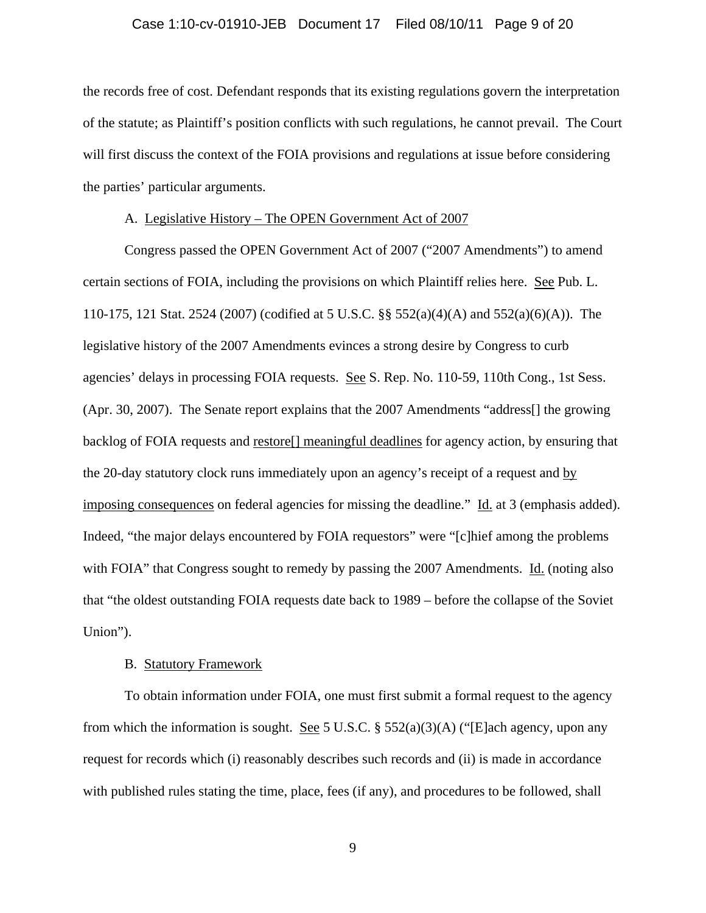the records free of cost. Defendant responds that its existing regulations govern the interpretation of the statute; as Plaintiff's position conflicts with such regulations, he cannot prevail. The Court will first discuss the context of the FOIA provisions and regulations at issue before considering the parties' particular arguments.

A. Legislative History – The OPEN Government Act of 2007

Congress passed the OPEN Government Act of 2007 ("2007 Amendments") to amend certain sections of FOIA, including the provisions on which Plaintiff relies here. See Pub. L. 110-175, 121 Stat. 2524 (2007) (codified at 5 U.S.C. §§ 552(a)(4)(A) and 552(a)(6)(A)). The legislative history of the 2007 Amendments evinces a strong desire by Congress to curb agencies' delays in processing FOIA requests. See S. Rep. No. 110-59, 110th Cong., 1st Sess. (Apr. 30, 2007). The Senate report explains that the 2007 Amendments "address[] the growing backlog of FOIA requests and restore[] meaningful deadlines for agency action, by ensuring that the 20-day statutory clock runs immediately upon an agency's receipt of a request and by imposing consequences on federal agencies for missing the deadline." Id. at 3 (emphasis added). Indeed, "the major delays encountered by FOIA requestors" were "[c]hief among the problems with FOIA" that Congress sought to remedy by passing the 2007 Amendments. Id. (noting also that "the oldest outstanding FOIA requests date back to 1989 – before the collapse of the Soviet Union").

B. Statutory Framework

To obtain information under FOIA, one must first submit a formal request to the agency from which the information is sought. See 5 U.S.C. § 552(a)(3)(A) ("[E]ach agency, upon any request for records which (i) reasonably describes such records and (ii) is made in accordance with published rules stating the time, place, fees (if any), and procedures to be followed, shall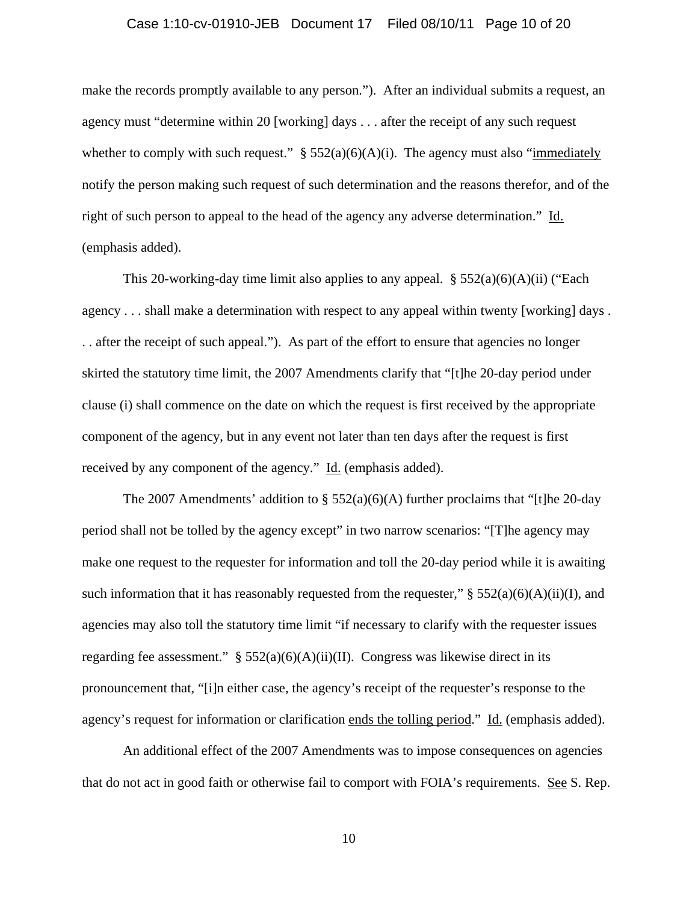make the records promptly available to any person."). After an individual submits a request, an agency must "determine within 20 [working] days . . . after the receipt of any such request whether to comply with such request." § 552(a)(6)(A)(i). The agency must also "<u>immediately</u> notify the person making such request of such determination and the reasons therefor, and of the right of such person to appeal to the head of the agency any adverse determination." <u>Id.</u> (emphasis added).

This 20-working-day time limit also applies to any appeal. § 552(a)(6)(A)(ii) ("Each agency . . . shall make a determination with respect to any appeal within twenty [working] days . . . after the receipt of such appeal."). As part of the effort to ensure that agencies no longer skirted the statutory time limit, the 2007 Amendments clarify that "[t]he 20-day period under clause (i) shall commence on the date on which the request is first received by the appropriate component of the agency, but in any event not later than ten days after the request is first received by any component of the agency." <u>Id.</u> (emphasis added).

The 2007 Amendments' addition to § 552(a)(6)(A) further proclaims that "[t]he 20-day period shall not be tolled by the agency except" in two narrow scenarios: "[T]he agency may make one request to the requester for information and toll the 20-day period while it is awaiting such information that it has reasonably requested from the requester," § 552(a)(6)(A)(ii)(I), and agencies may also toll the statutory time limit "if necessary to clarify with the requester issues regarding fee assessment." § 552(a)(6)(A)(ii)(II). Congress was likewise direct in its pronouncement that, "[i]n either case, the agency's receipt of the requester's response to the agency's request for information or clarification <u>ends the tolling period</u>." <u>Id.</u> (emphasis added).

An additional effect of the 2007 Amendments was to impose consequences on agencies that do not act in good faith or otherwise fail to comport with FOIA's requirements. <u>See</u> S. Rep.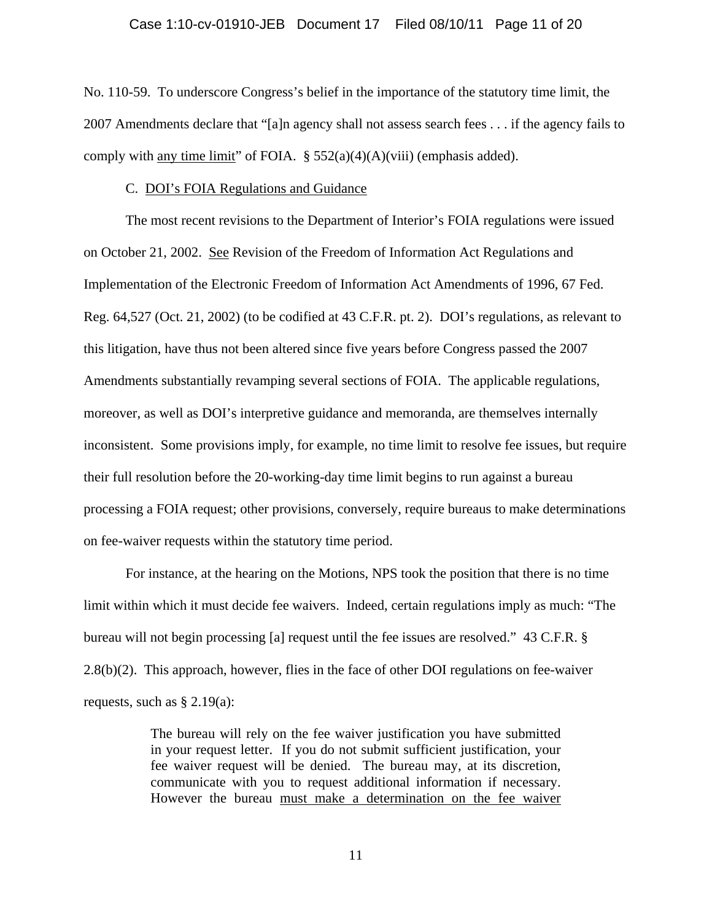No. 110-59. To underscore Congress's belief in the importance of the statutory time limit, the 2007 Amendments declare that "[a]n agency shall not assess search fees . . . if the agency fails to comply with <u>any time limit</u>" of FOIA. § 552(a)(4)(A)(viii) (emphasis added).

C. <u>DOI's FOIA Regulations and Guidance</u>

The most recent revisions to the Department of Interior's FOIA regulations were issued on October 21, 2002. <u>See</u> Revision of the Freedom of Information Act Regulations and Implementation of the Electronic Freedom of Information Act Amendments of 1996, 67 Fed. Reg. 64,527 (Oct. 21, 2002) (to be codified at 43 C.F.R. pt. 2). DOI's regulations, as relevant to this litigation, have thus not been altered since five years before Congress passed the 2007 Amendments substantially revamping several sections of FOIA. The applicable regulations, moreover, as well as DOI's interpretive guidance and memoranda, are themselves internally inconsistent. Some provisions imply, for example, no time limit to resolve fee issues, but require their full resolution before the 20-working-day time limit begins to run against a bureau processing a FOIA request; other provisions, conversely, require bureaus to make determinations on fee-waiver requests within the statutory time period.

For instance, at the hearing on the Motions, NPS took the position that there is no time limit within which it must decide fee waivers. Indeed, certain regulations imply as much: "The bureau will not begin processing [a] request until the fee issues are resolved." 43 C.F.R. § 2.8(b)(2). This approach, however, flies in the face of other DOI regulations on fee-waiver requests, such as § 2.19(a):

> The bureau will rely on the fee waiver justification you have submitted in your request letter. If you do not submit sufficient justification, your fee waiver request will be denied. The bureau may, at its discretion, communicate with you to request additional information if necessary. However the bureau <u>must make a determination on the fee waiver</u>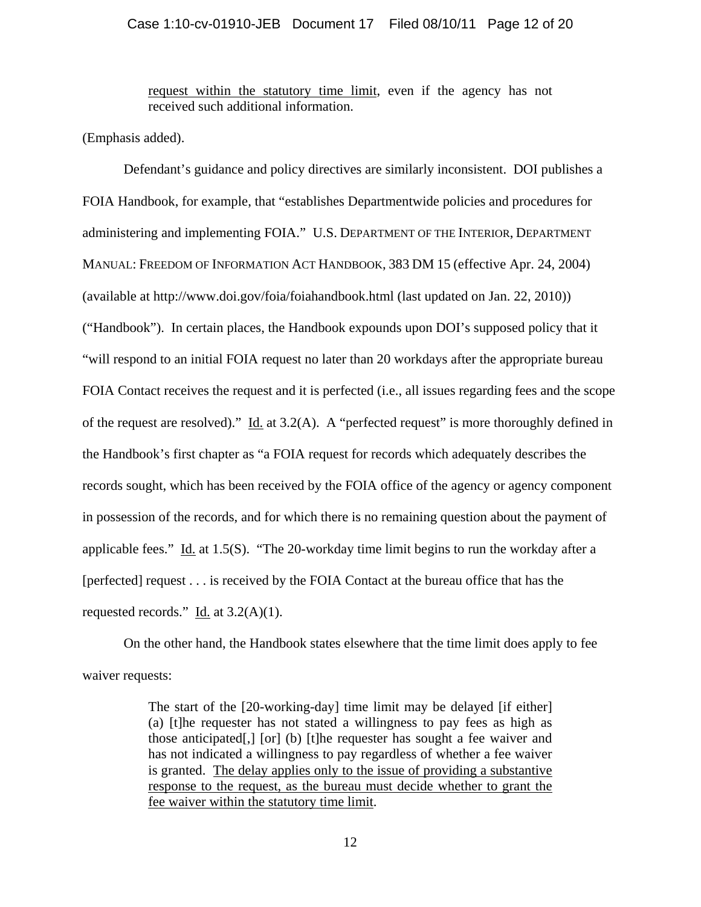> <u>request within the statutory time limit</u>, even if the agency has not received such additional information.

(Emphasis added).

Defendant's guidance and policy directives are similarly inconsistent. DOI publishes a FOIA Handbook, for example, that "establishes Departmentwide policies and procedures for administering and implementing FOIA." U.S. DEPARTMENT OF THE INTERIOR, DEPARTMENT MANUAL: FREEDOM OF INFORMATION ACT HANDBOOK, 383 DM 15 (effective Apr. 24, 2004) (available at http://www.doi.gov/foia/foiahandbook.html (last updated on Jan. 22, 2010)) ("Handbook"). In certain places, the Handbook expounds upon DOI's supposed policy that it "will respond to an initial FOIA request no later than 20 workdays after the appropriate bureau FOIA Contact receives the request and it is perfected (i.e., all issues regarding fees and the scope of the request are resolved)." <u>Id.</u> at 3.2(A). A "perfected request" is more thoroughly defined in the Handbook's first chapter as "a FOIA request for records which adequately describes the records sought, which has been received by the FOIA office of the agency or agency component in possession of the records, and for which there is no remaining question about the payment of applicable fees." <u>Id.</u> at 1.5(S). "The 20-workday time limit begins to run the workday after a [perfected] request . . . is received by the FOIA Contact at the bureau office that has the requested records." <u>Id.</u> at 3.2(A)(1).

On the other hand, the Handbook states elsewhere that the time limit does apply to fee waiver requests:

> The start of the [20-working-day] time limit may be delayed [if either] (a) [t]he requester has not stated a willingness to pay fees as high as those anticipated[,] [or] (b) [t]he requester has sought a fee waiver and has not indicated a willingness to pay regardless of whether a fee waiver is granted. <u>The delay applies only to the issue of providing a substantive response to the request, as the bureau must decide whether to grant the fee waiver within the statutory time limit</u>.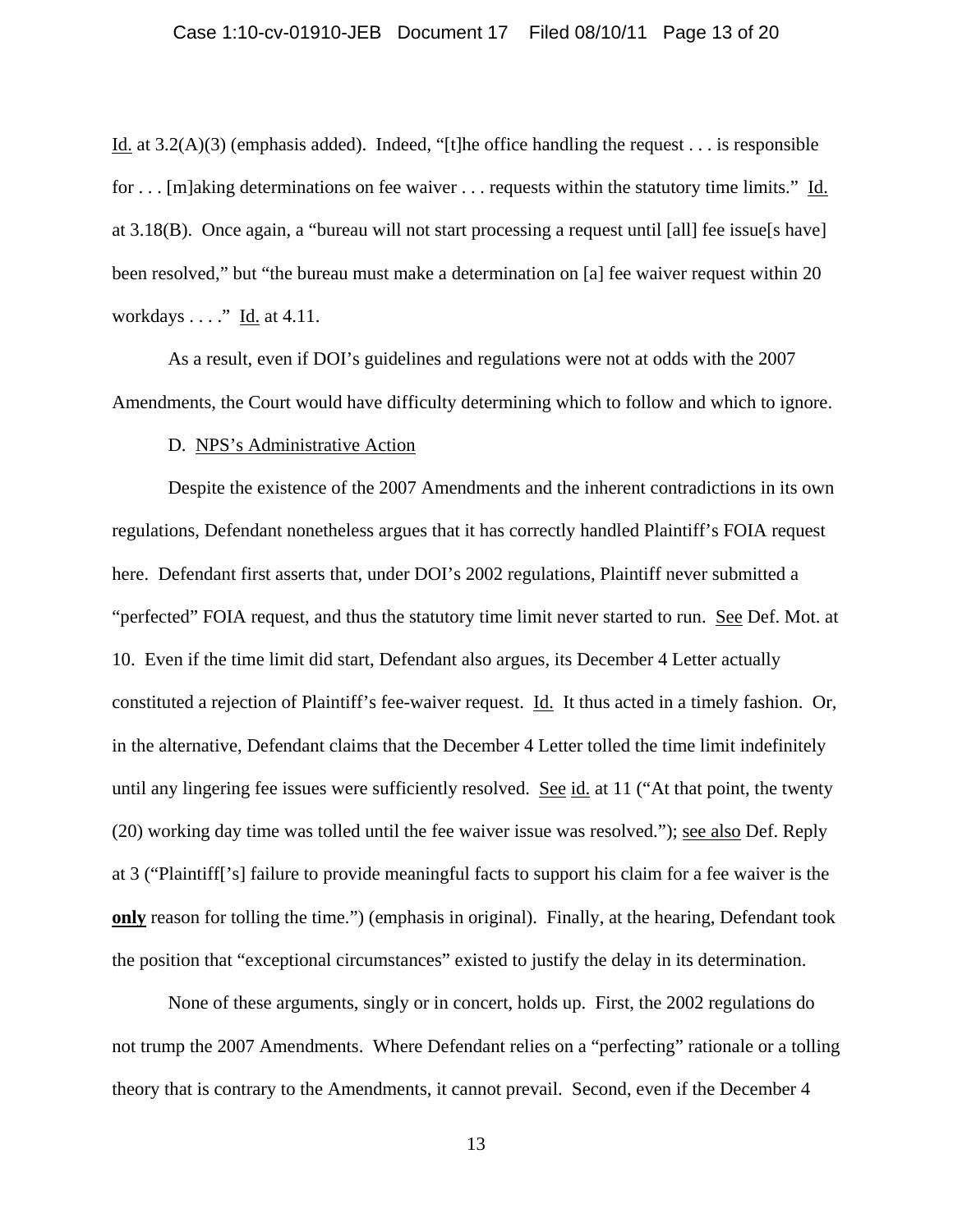Id. at 3.2(A)(3) (emphasis added). Indeed, "[t]he office handling the request . . . is responsible for . . . [m]aking determinations on fee waiver . . . requests within the statutory time limits." Id. at 3.18(B). Once again, a "bureau will not start processing a request until [all] fee issue[s have] been resolved," but "the bureau must make a determination on [a] fee waiver request within 20 workdays . . . ." Id. at 4.11.

As a result, even if DOI's guidelines and regulations were not at odds with the 2007 Amendments, the Court would have difficulty determining which to follow and which to ignore.

D. NPS's Administrative Action

Despite the existence of the 2007 Amendments and the inherent contradictions in its own regulations, Defendant nonetheless argues that it has correctly handled Plaintiff's FOIA request here. Defendant first asserts that, under DOI's 2002 regulations, Plaintiff never submitted a "perfected" FOIA request, and thus the statutory time limit never started to run. See Def. Mot. at 10. Even if the time limit did start, Defendant also argues, its December 4 Letter actually constituted a rejection of Plaintiff's fee-waiver request. Id. It thus acted in a timely fashion. Or, in the alternative, Defendant claims that the December 4 Letter tolled the time limit indefinitely until any lingering fee issues were sufficiently resolved. See id. at 11 ("At that point, the twenty (20) working day time was tolled until the fee waiver issue was resolved."); see also Def. Reply at 3 ("Plaintiff['s] failure to provide meaningful facts to support his claim for a fee waiver is the **only** reason for tolling the time.") (emphasis in original). Finally, at the hearing, Defendant took the position that "exceptional circumstances" existed to justify the delay in its determination.

None of these arguments, singly or in concert, holds up. First, the 2002 regulations do not trump the 2007 Amendments. Where Defendant relies on a "perfecting" rationale or a tolling theory that is contrary to the Amendments, it cannot prevail. Second, even if the December 4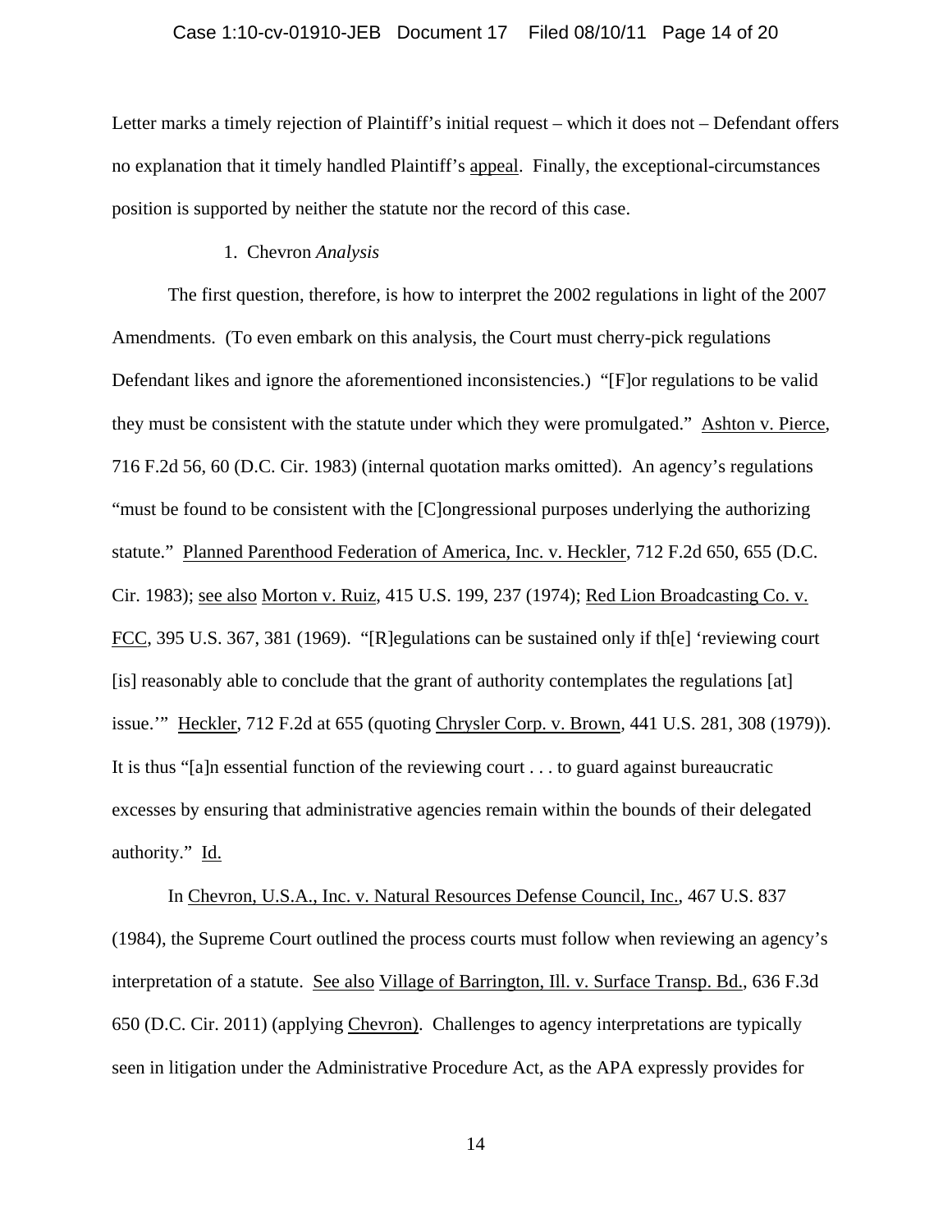Letter marks a timely rejection of Plaintiff's initial request – which it does not – Defendant offers no explanation that it timely handled Plaintiff's appeal. Finally, the exceptional-circumstances position is supported by neither the statute nor the record of this case.

1. Chevron *Analysis*

The first question, therefore, is how to interpret the 2002 regulations in light of the 2007 Amendments. (To even embark on this analysis, the Court must cherry-pick regulations Defendant likes and ignore the aforementioned inconsistencies.) "[F]or regulations to be valid they must be consistent with the statute under which they were promulgated." Ashton v. Pierce, 716 F.2d 56, 60 (D.C. Cir. 1983) (internal quotation marks omitted). An agency's regulations "must be found to be consistent with the [C]ongressional purposes underlying the authorizing statute." Planned Parenthood Federation of America, Inc. v. Heckler, 712 F.2d 650, 655 (D.C. Cir. 1983); see also Morton v. Ruiz, 415 U.S. 199, 237 (1974); Red Lion Broadcasting Co. v. FCC, 395 U.S. 367, 381 (1969). "[R]egulations can be sustained only if th[e] 'reviewing court [is] reasonably able to conclude that the grant of authority contemplates the regulations [at] issue.'" Heckler, 712 F.2d at 655 (quoting Chrysler Corp. v. Brown, 441 U.S. 281, 308 (1979)). It is thus "[a]n essential function of the reviewing court . . . to guard against bureaucratic excesses by ensuring that administrative agencies remain within the bounds of their delegated authority." Id.

In Chevron, U.S.A., Inc. v. Natural Resources Defense Council, Inc., 467 U.S. 837 (1984), the Supreme Court outlined the process courts must follow when reviewing an agency's interpretation of a statute. See also Village of Barrington, Ill. v. Surface Transp. Bd., 636 F.3d 650 (D.C. Cir. 2011) (applying Chevron). Challenges to agency interpretations are typically seen in litigation under the Administrative Procedure Act, as the APA expressly provides for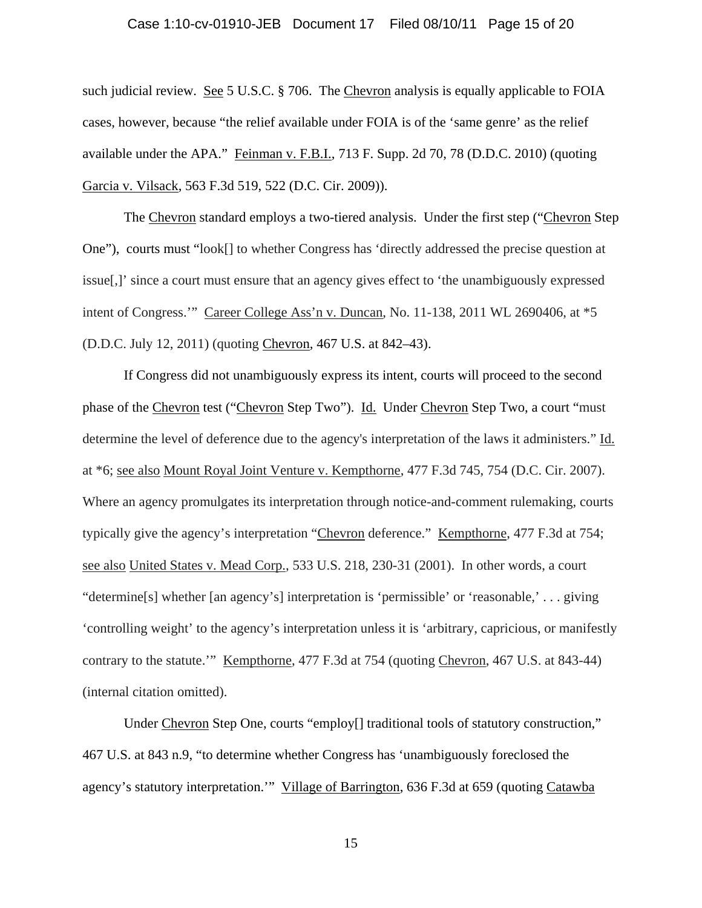such judicial review. See 5 U.S.C. § 706. The Chevron analysis is equally applicable to FOIA cases, however, because "the relief available under FOIA is of the 'same genre' as the relief available under the APA." Feinman v. F.B.I., 713 F. Supp. 2d 70, 78 (D.D.C. 2010) (quoting Garcia v. Vilsack, 563 F.3d 519, 522 (D.C. Cir. 2009)).

The Chevron standard employs a two-tiered analysis. Under the first step ("Chevron Step One"), courts must "look[] to whether Congress has 'directly addressed the precise question at issue[,]' since a court must ensure that an agency gives effect to 'the unambiguously expressed intent of Congress.'" Career College Ass'n v. Duncan, No. 11-138, 2011 WL 2690406, at *5 (D.D.C. July 12, 2011) (quoting Chevron, 467 U.S. at 842–43).

If Congress did not unambiguously express its intent, courts will proceed to the second phase of the Chevron test ("Chevron Step Two"). Id. Under Chevron Step Two, a court "must determine the level of deference due to the agency's interpretation of the laws it administers." Id. at *6; see also Mount Royal Joint Venture v. Kempthorne, 477 F.3d 745, 754 (D.C. Cir. 2007). Where an agency promulgates its interpretation through notice-and-comment rulemaking, courts typically give the agency's interpretation "Chevron deference." Kempthorne, 477 F.3d at 754; see also United States v. Mead Corp., 533 U.S. 218, 230-31 (2001). In other words, a court "determine[s] whether [an agency's] interpretation is 'permissible' or 'reasonable,' . . . giving 'controlling weight' to the agency's interpretation unless it is 'arbitrary, capricious, or manifestly contrary to the statute.'" Kempthorne, 477 F.3d at 754 (quoting Chevron, 467 U.S. at 843-44) (internal citation omitted).

Under Chevron Step One, courts "employ[] traditional tools of statutory construction," 467 U.S. at 843 n.9, "to determine whether Congress has 'unambiguously foreclosed the agency's statutory interpretation.'" Village of Barrington, 636 F.3d at 659 (quoting Catawba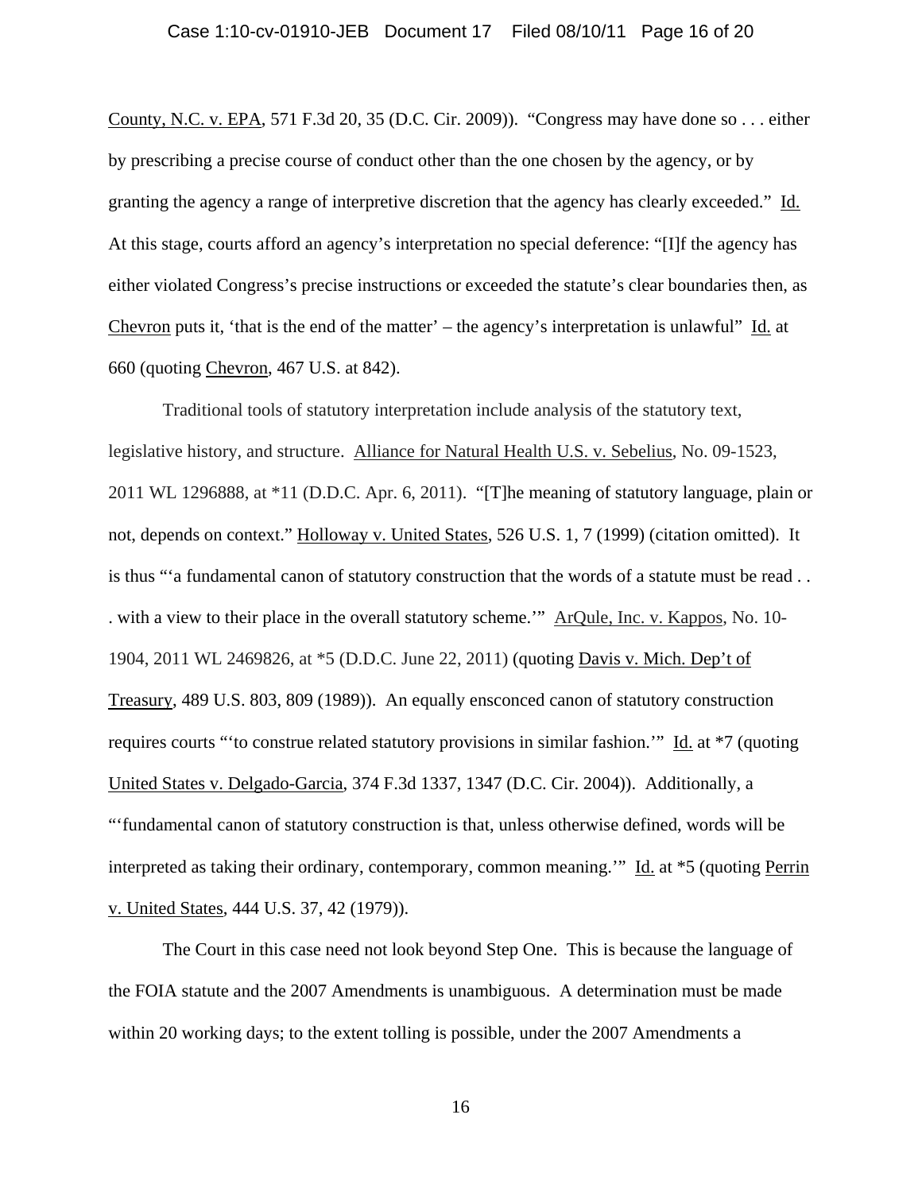County, N.C. v. EPA, 571 F.3d 20, 35 (D.C. Cir. 2009)). "Congress may have done so . . . either by prescribing a precise course of conduct other than the one chosen by the agency, or by granting the agency a range of interpretive discretion that the agency has clearly exceeded." Id. At this stage, courts afford an agency's interpretation no special deference: "[I]f the agency has either violated Congress's precise instructions or exceeded the statute's clear boundaries then, as Chevron puts it, 'that is the end of the matter' – the agency's interpretation is unlawful" Id. at 660 (quoting Chevron, 467 U.S. at 842).

Traditional tools of statutory interpretation include analysis of the statutory text, legislative history, and structure. Alliance for Natural Health U.S. v. Sebelius, No. 09-1523, 2011 WL 1296888, at *11 (D.D.C. Apr. 6, 2011). "[T]he meaning of statutory language, plain or not, depends on context." Holloway v. United States, 526 U.S. 1, 7 (1999) (citation omitted). It is thus "'a fundamental canon of statutory construction that the words of a statute must be read . . . with a view to their place in the overall statutory scheme.'" ArQule, Inc. v. Kappos, No. 10-1904, 2011 WL 2469826, at *5 (D.D.C. June 22, 2011) (quoting Davis v. Mich. Dep't of Treasury, 489 U.S. 803, 809 (1989)). An equally ensconced canon of statutory construction requires courts "'to construe related statutory provisions in similar fashion.'" Id. at *7 (quoting United States v. Delgado-Garcia, 374 F.3d 1337, 1347 (D.C. Cir. 2004)). Additionally, a "'fundamental canon of statutory construction is that, unless otherwise defined, words will be interpreted as taking their ordinary, contemporary, common meaning.'" Id. at *5 (quoting Perrin v. United States, 444 U.S. 37, 42 (1979)).

The Court in this case need not look beyond Step One. This is because the language of the FOIA statute and the 2007 Amendments is unambiguous. A determination must be made within 20 working days; to the extent tolling is possible, under the 2007 Amendments a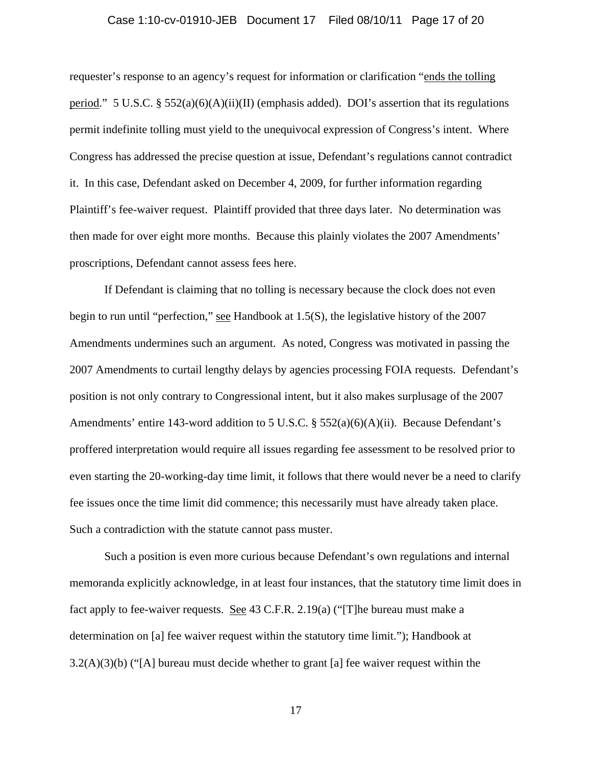requester's response to an agency's request for information or clarification "ends the tolling period." 5 U.S.C. § 552(a)(6)(A)(ii)(II) (emphasis added). DOI's assertion that its regulations permit indefinite tolling must yield to the unequivocal expression of Congress's intent. Where Congress has addressed the precise question at issue, Defendant's regulations cannot contradict it. In this case, Defendant asked on December 4, 2009, for further information regarding Plaintiff's fee-waiver request. Plaintiff provided that three days later. No determination was then made for over eight more months. Because this plainly violates the 2007 Amendments' proscriptions, Defendant cannot assess fees here.

If Defendant is claiming that no tolling is necessary because the clock does not even begin to run until "perfection," see Handbook at 1.5(S), the legislative history of the 2007 Amendments undermines such an argument. As noted, Congress was motivated in passing the 2007 Amendments to curtail lengthy delays by agencies processing FOIA requests. Defendant's position is not only contrary to Congressional intent, but it also makes surplusage of the 2007 Amendments' entire 143-word addition to 5 U.S.C. § 552(a)(6)(A)(ii). Because Defendant's proffered interpretation would require all issues regarding fee assessment to be resolved prior to even starting the 20-working-day time limit, it follows that there would never be a need to clarify fee issues once the time limit did commence; this necessarily must have already taken place. Such a contradiction with the statute cannot pass muster.

Such a position is even more curious because Defendant's own regulations and internal memoranda explicitly acknowledge, in at least four instances, that the statutory time limit does in fact apply to fee-waiver requests. See 43 C.F.R. 2.19(a) ("[T]he bureau must make a determination on [a] fee waiver request within the statutory time limit."); Handbook at 3.2(A)(3)(b) ("[A] bureau must decide whether to grant [a] fee waiver request within the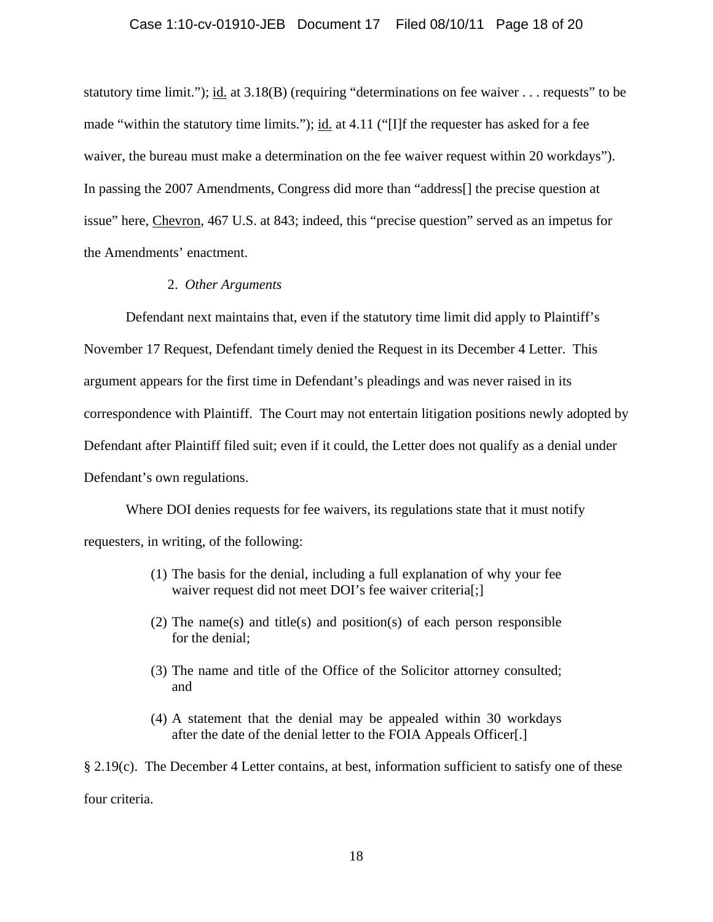statutory time limit."); id. at 3.18(B) (requiring "determinations on fee waiver . . . requests" to be made "within the statutory time limits."); id. at 4.11 ("[I]f the requester has asked for a fee waiver, the bureau must make a determination on the fee waiver request within 20 workdays"). In passing the 2007 Amendments, Congress did more than "address[] the precise question at issue" here, Chevron, 467 U.S. at 843; indeed, this "precise question" served as an impetus for the Amendments' enactment.

2. *Other Arguments*

Defendant next maintains that, even if the statutory time limit did apply to Plaintiff's November 17 Request, Defendant timely denied the Request in its December 4 Letter. This argument appears for the first time in Defendant's pleadings and was never raised in its correspondence with Plaintiff. The Court may not entertain litigation positions newly adopted by Defendant after Plaintiff filed suit; even if it could, the Letter does not qualify as a denial under Defendant's own regulations.

Where DOI denies requests for fee waivers, its regulations state that it must notify requesters, in writing, of the following:

> (1) The basis for the denial, including a full explanation of why your fee waiver request did not meet DOI's fee waiver criteria[;]
>
> (2) The name(s) and title(s) and position(s) of each person responsible for the denial;
>
> (3) The name and title of the Office of the Solicitor attorney consulted; and
>
> (4) A statement that the denial may be appealed within 30 workdays after the date of the denial letter to the FOIA Appeals Officer[.]

§ 2.19(c). The December 4 Letter contains, at best, information sufficient to satisfy one of these four criteria.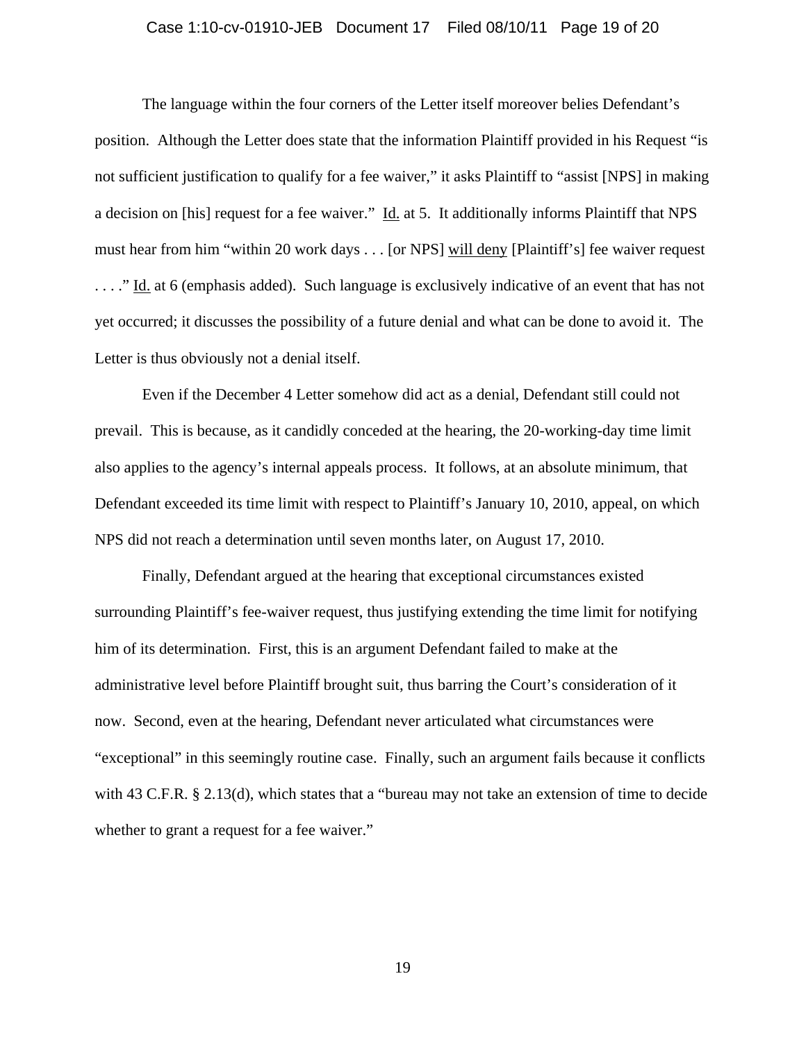The language within the four corners of the Letter itself moreover belies Defendant's position. Although the Letter does state that the information Plaintiff provided in his Request "is not sufficient justification to qualify for a fee waiver," it asks Plaintiff to "assist [NPS] in making a decision on [his] request for a fee waiver." Id. at 5. It additionally informs Plaintiff that NPS must hear from him "within 20 work days . . . [or NPS] will deny [Plaintiff's] fee waiver request . . . ." Id. at 6 (emphasis added). Such language is exclusively indicative of an event that has not yet occurred; it discusses the possibility of a future denial and what can be done to avoid it. The Letter is thus obviously not a denial itself.

Even if the December 4 Letter somehow did act as a denial, Defendant still could not prevail. This is because, as it candidly conceded at the hearing, the 20-working-day time limit also applies to the agency's internal appeals process. It follows, at an absolute minimum, that Defendant exceeded its time limit with respect to Plaintiff's January 10, 2010, appeal, on which NPS did not reach a determination until seven months later, on August 17, 2010.

Finally, Defendant argued at the hearing that exceptional circumstances existed surrounding Plaintiff's fee-waiver request, thus justifying extending the time limit for notifying him of its determination. First, this is an argument Defendant failed to make at the administrative level before Plaintiff brought suit, thus barring the Court's consideration of it now. Second, even at the hearing, Defendant never articulated what circumstances were "exceptional" in this seemingly routine case. Finally, such an argument fails because it conflicts with 43 C.F.R. § 2.13(d), which states that a "bureau may not take an extension of time to decide whether to grant a request for a fee waiver."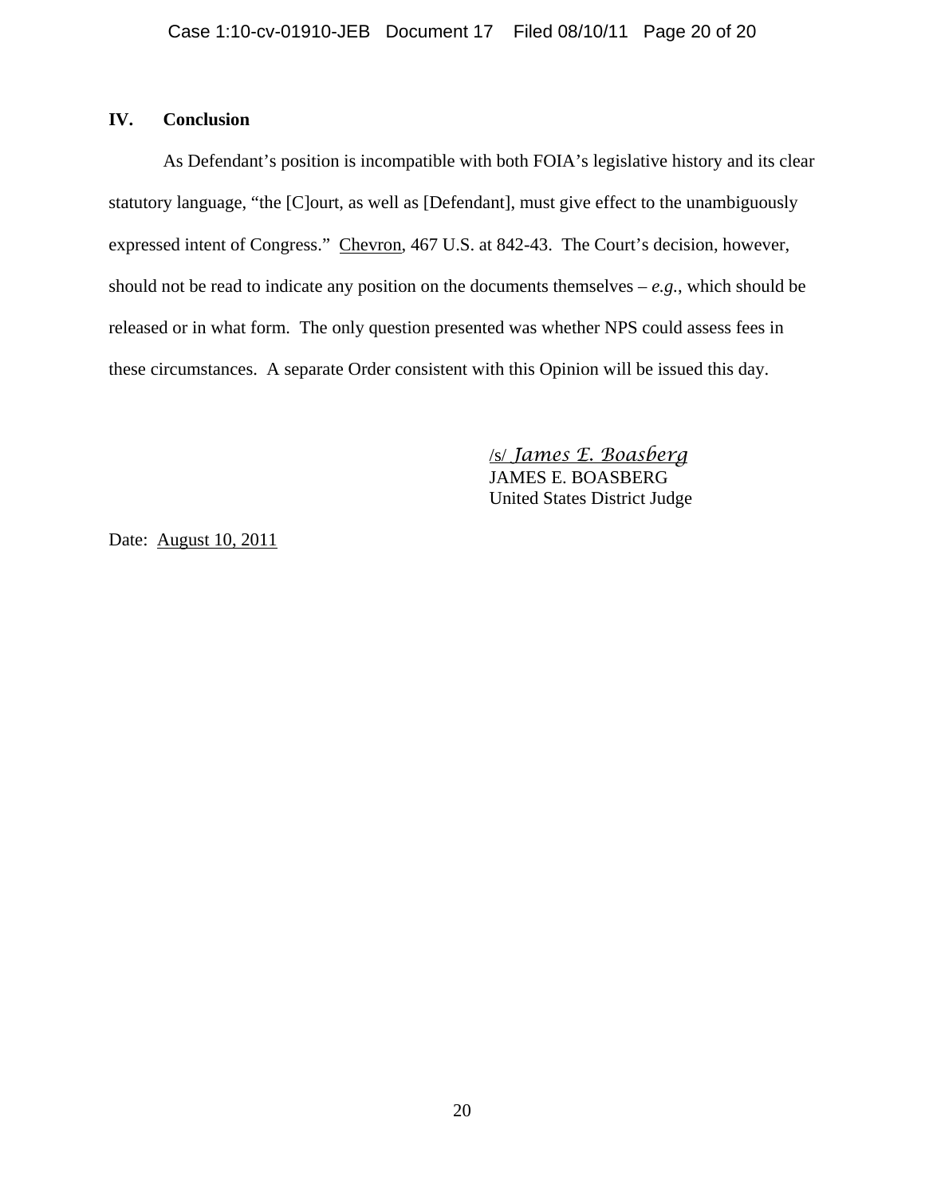## IV. Conclusion

As Defendant's position is incompatible with both FOIA's legislative history and its clear statutory language, "the [C]ourt, as well as [Defendant], must give effect to the unambiguously expressed intent of Congress." Chevron, 467 U.S. at 842-43. The Court's decision, however, should not be read to indicate any position on the documents themselves – *e.g.*, which should be released or in what form. The only question presented was whether NPS could assess fees in these circumstances. A separate Order consistent with this Opinion will be issued this day.

/s/ *James E. Boasberg*
JAMES E. BOASBERG
United States District Judge

Date: August 10, 2011